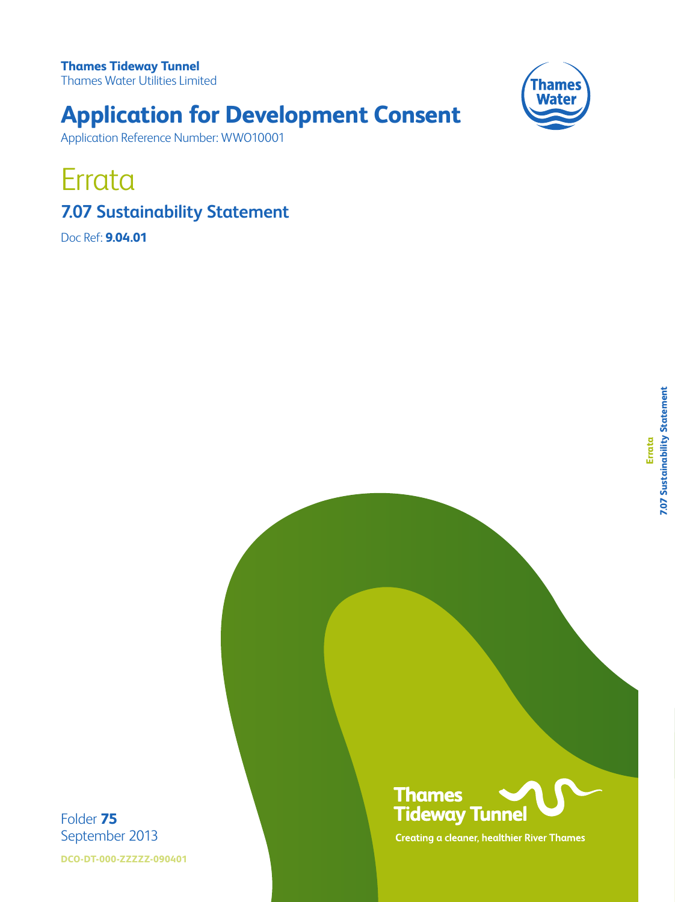**Thames Tideway Tunnel**
Thames Water Utilities Limited

# Application for Development Consent

Application Reference Number: WWO10001

# Errata

## 7.07 Sustainability Statement

Doc Ref: **9.04.01**

Folder **75**
September 2013

DCO-DT-000-ZZZZZ-090401

Thames Tideway Tunnel

Creating a cleaner, healthier River Thames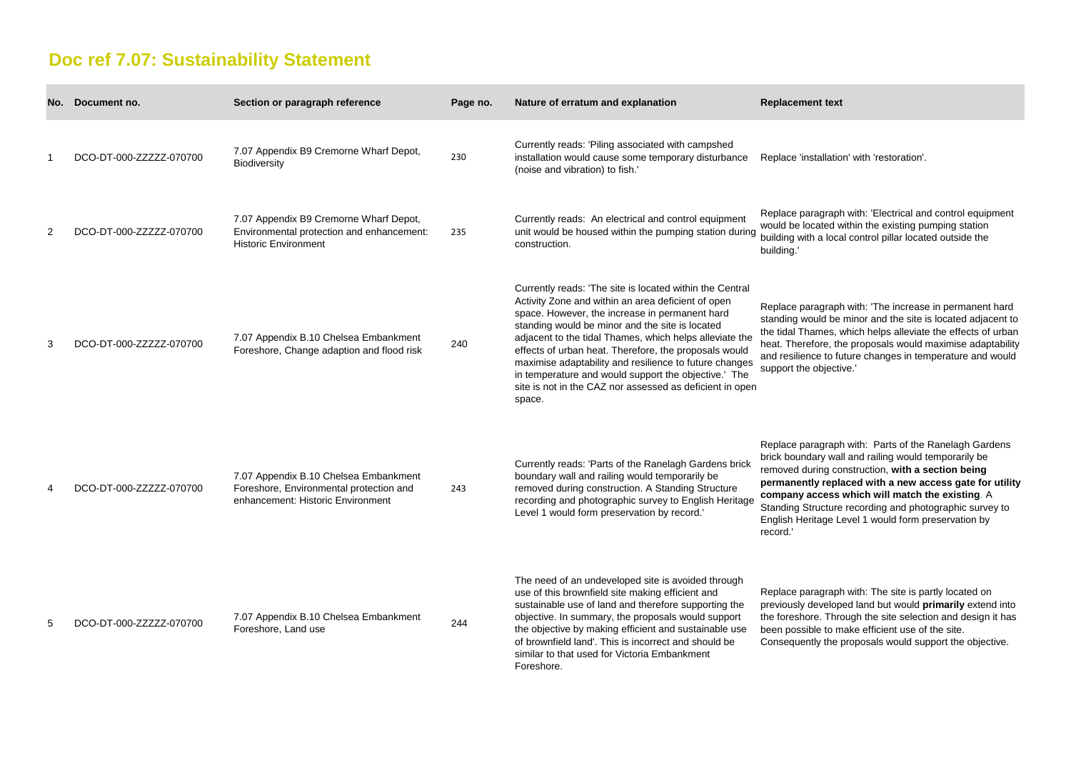## Doc ref 7.07: Sustainability Statement

| No. | Document no. | Section or paragraph reference | Page no. | Nature of erratum and explanation | Replacement text |
|---|---|---|---|---|---|
| 1 | DCO-DT-000-ZZZZZ-070700 | 7.07 Appendix B9 Cremorne Wharf Depot, Biodiversity | 230 | Currently reads: 'Piling associated with campshed installation would cause some temporary disturbance (noise and vibration) to fish.' | Replace 'installation' with 'restoration'. |
| 2 | DCO-DT-000-ZZZZZ-070700 | 7.07 Appendix B9 Cremorne Wharf Depot, Environmental protection and enhancement: Historic Environment | 235 | Currently reads: An electrical and control equipment unit would be housed within the pumping station during construction. | Replace paragraph with: 'Electrical and control equipment would be located within the existing pumping station building with a local control pillar located outside the building.' |
| 3 | DCO-DT-000-ZZZZZ-070700 | 7.07 Appendix B.10 Chelsea Embankment Foreshore, Change adaption and flood risk | 240 | Currently reads: 'The site is located within the Central Activity Zone and within an area deficient of open space. However, the increase in permanent hard standing would be minor and the site is located adjacent to the tidal Thames, which helps alleviate the effects of urban heat. Therefore, the proposals would maximise adaptability and resilience to future changes in temperature and would support the objective.' The site is not in the CAZ nor assessed as deficient in open space. | Replace paragraph with: 'The increase in permanent hard standing would be minor and the site is located adjacent to the tidal Thames, which helps alleviate the effects of urban heat. Therefore, the proposals would maximise adaptability and resilience to future changes in temperature and would support the objective.' |
| 4 | DCO-DT-000-ZZZZZ-070700 | 7.07 Appendix B.10 Chelsea Embankment Foreshore, Environmental protection and enhancement: Historic Environment | 243 | Currently reads: 'Parts of the Ranelagh Gardens brick boundary wall and railing would temporarily be removed during construction. A Standing Structure recording and photographic survey to English Heritage Level 1 would form preservation by record.' | Replace paragraph with: Parts of the Ranelagh Gardens brick boundary wall and railing would temporarily be removed during construction, **with a section being permanently replaced with a new access gate for utility company access which will match the existing**. A Standing Structure recording and photographic survey to English Heritage Level 1 would form preservation by record.' |
| 5 | DCO-DT-000-ZZZZZ-070700 | 7.07 Appendix B.10 Chelsea Embankment Foreshore, Land use | 244 | The need of an undeveloped site is avoided through use of this brownfield site making efficient and sustainable use of land and therefore supporting the objective. In summary, the proposals would support the objective by making efficient and sustainable use of brownfield land'. This is incorrect and should be similar to that used for Victoria Embankment Foreshore. | Replace paragraph with: The site is partly located on previously developed land but would **primarily** extend into the foreshore. Through the site selection and design it has been possible to make efficient use of the site. Consequently the proposals would support the objective. |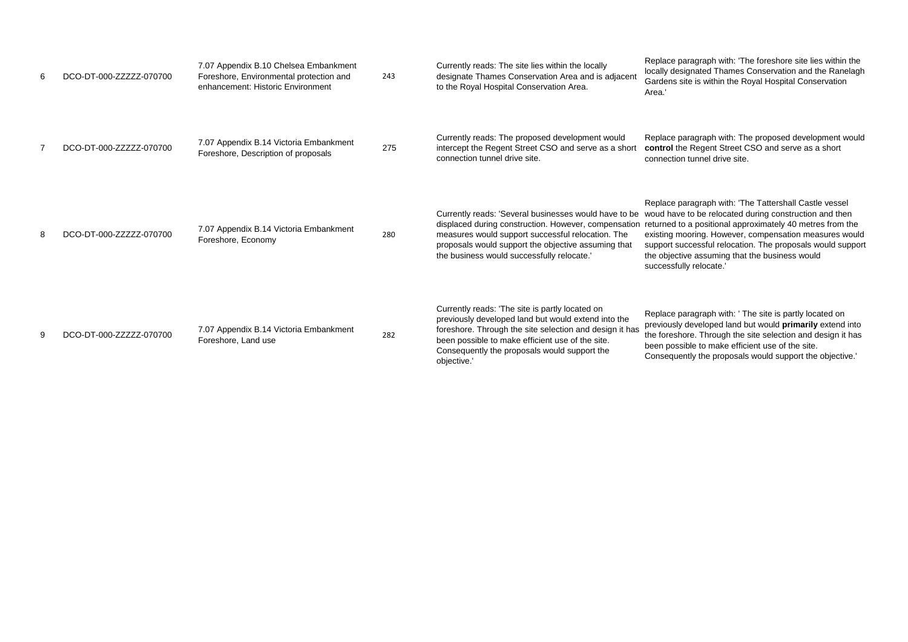| 6 | DCO-DT-000-ZZZZZ-070700 | 7.07 Appendix B.10 Chelsea Embankment Foreshore, Environmental protection and enhancement: Historic Environment | 243 | Currently reads: The site lies within the locally designate Thames Conservation Area and is adjacent to the Royal Hospital Conservation Area. | Replace paragraph with: 'The foreshore site lies within the locally designated Thames Conservation and the Ranelagh Gardens site is within the Royal Hospital Conservation Area.' |
|---|---|---|---|---|---|
| 7 | DCO-DT-000-ZZZZZ-070700 | 7.07 Appendix B.14 Victoria Embankment Foreshore, Description of proposals | 275 | Currently reads: The proposed development would intercept the Regent Street CSO and serve as a short connection tunnel drive site. | Replace paragraph with: The proposed development would **control** the Regent Street CSO and serve as a short connection tunnel drive site. |
| 8 | DCO-DT-000-ZZZZZ-070700 | 7.07 Appendix B.14 Victoria Embankment Foreshore, Economy | 280 | Currently reads: 'Several businesses would have to be displaced during construction. However, compensation measures would support successful relocation. The proposals would support the objective assuming that the business would successfully relocate.' | Replace paragraph with: 'The Tattershall Castle vessel woud have to be relocated during construction and then returned to a positional approximately 40 metres from the existing mooring. However, compensation measures would support successful relocation. The proposals would support the objective assuming that the business would successfully relocate.' |
| 9 | DCO-DT-000-ZZZZZ-070700 | 7.07 Appendix B.14 Victoria Embankment Foreshore, Land use | 282 | Currently reads: 'The site is partly located on previously developed land but would extend into the foreshore. Through the site selection and design it has been possible to make efficient use of the site. Consequently the proposals would support the objective.' | Replace paragraph with: ' The site is partly located on previously developed land but would **primarily** extend into the foreshore. Through the site selection and design it has been possible to make efficient use of the site. Consequently the proposals would support the objective.' |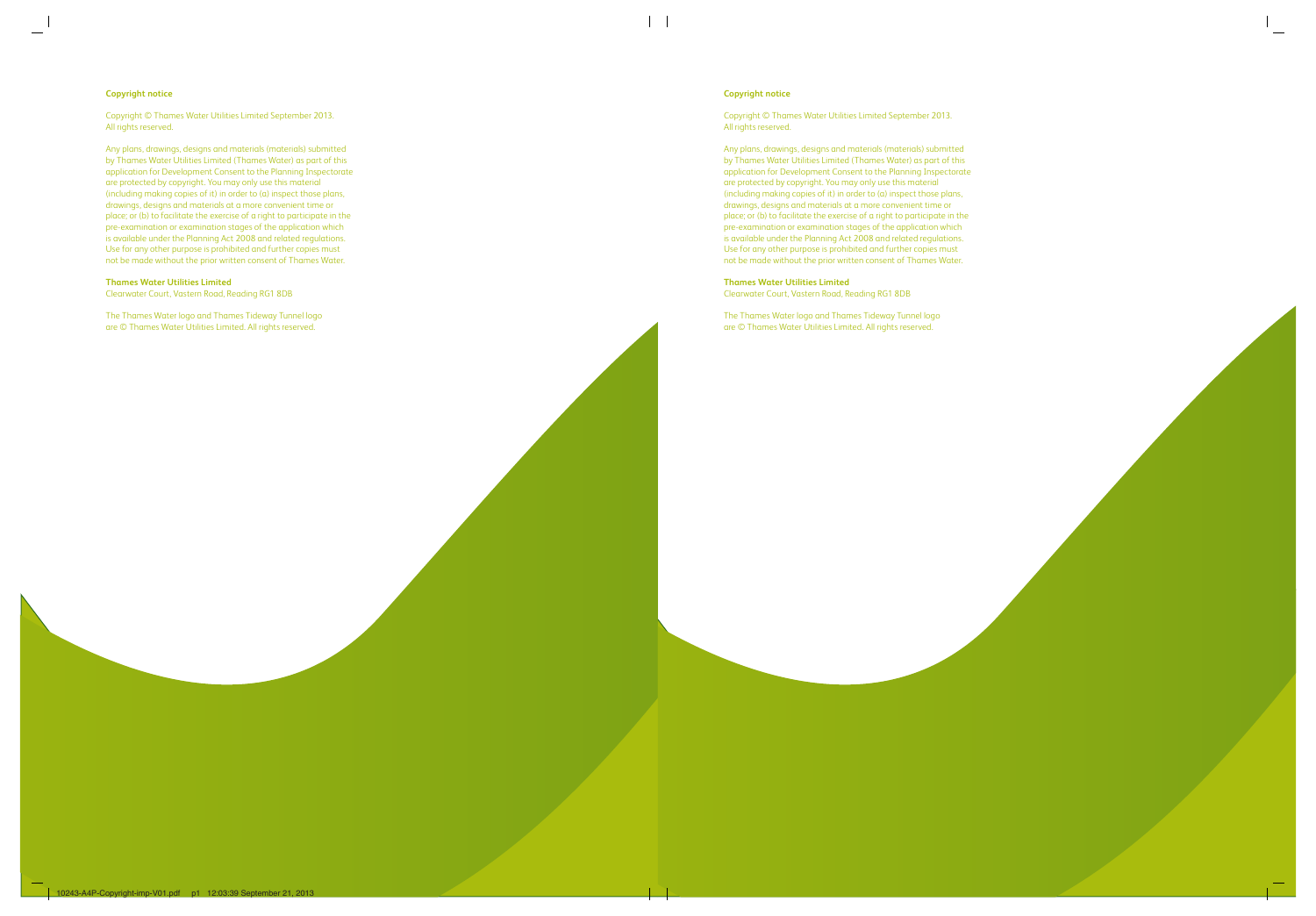**Copyright notice**

Copyright © Thames Water Utilities Limited September 2013.
All rights reserved.

Any plans, drawings, designs and materials (materials) submitted by Thames Water Utilities Limited (Thames Water) as part of this application for Development Consent to the Planning Inspectorate are protected by copyright. You may only use this material (including making copies of it) in order to (a) inspect those plans, drawings, designs and materials at a more convenient time or place; or (b) to facilitate the exercise of a right to participate in the pre-examination or examination stages of the application which is available under the Planning Act 2008 and related regulations. Use for any other purpose is prohibited and further copies must not be made without the prior written consent of Thames Water.

**Thames Water Utilities Limited**
Clearwater Court, Vastern Road, Reading RG1 8DB

The Thames Water logo and Thames Tideway Tunnel logo are © Thames Water Utilities Limited. All rights reserved.

**Copyright notice**

Copyright © Thames Water Utilities Limited September 2013.
All rights reserved.

Any plans, drawings, designs and materials (materials) submitted by Thames Water Utilities Limited (Thames Water) as part of this application for Development Consent to the Planning Inspectorate are protected by copyright. You may only use this material (including making copies of it) in order to (a) inspect those plans, drawings, designs and materials at a more convenient time or place; or (b) to facilitate the exercise of a right to participate in the pre-examination or examination stages of the application which is available under the Planning Act 2008 and related regulations. Use for any other purpose is prohibited and further copies must not be made without the prior written consent of Thames Water.

**Thames Water Utilities Limited**
Clearwater Court, Vastern Road, Reading RG1 8DB

The Thames Water logo and Thames Tideway Tunnel logo are © Thames Water Utilities Limited. All rights reserved.